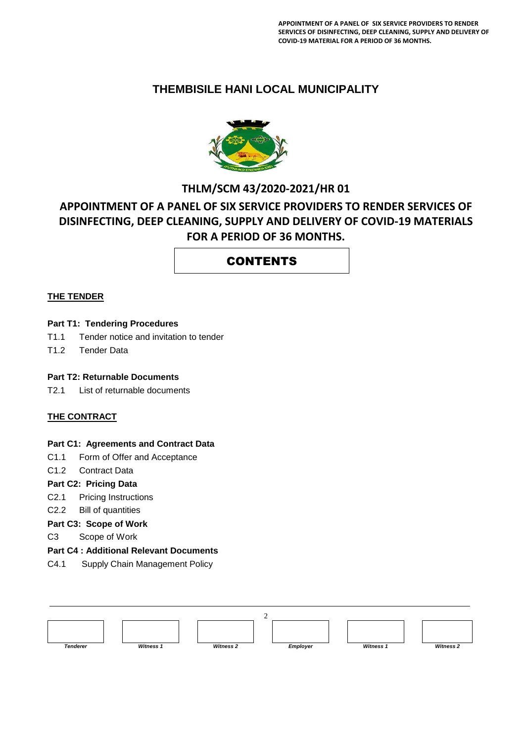# THEMBISILE HANI LOCAL MUNICIPALITY

## THLM/SCM 43/2020-2021/HR 01

## APPOINTMENT OF A PANEL OF SIX SERVICE PROVIDERS TO RENDER SERVICES OF DISINFECTING, DEEP CLEANING, SUPPLY AND DELIVERY OF COVID-19 MATERIALS FOR A PERIOD OF 36 MONTHS.

## CONTENTS

**THE TENDER**

**Part T1: Tendering Procedures**

- T1.1 Tender notice and invitation to tender
- T1.2 Tender Data

**Part T2: Returnable Documents**

- T2.1 List of returnable documents

**THE CONTRACT**

**Part C1: Agreements and Contract Data**

- C1.1 Form of Offer and Acceptance
- C1.2 Contract Data

**Part C2: Pricing Data**

- C2.1 Pricing Instructions
- C2.2 Bill of quantities

**Part C3: Scope of Work**

- C3 Scope of Work

**Part C4 : Additional Relevant Documents**

- C4.1 Supply Chain Management Policy

| Tenderer | Witness 1 | Witness 2 | Employer | Witness 1 | Witness 2 |
|---|---|---|---|---|---|
| | | | | | |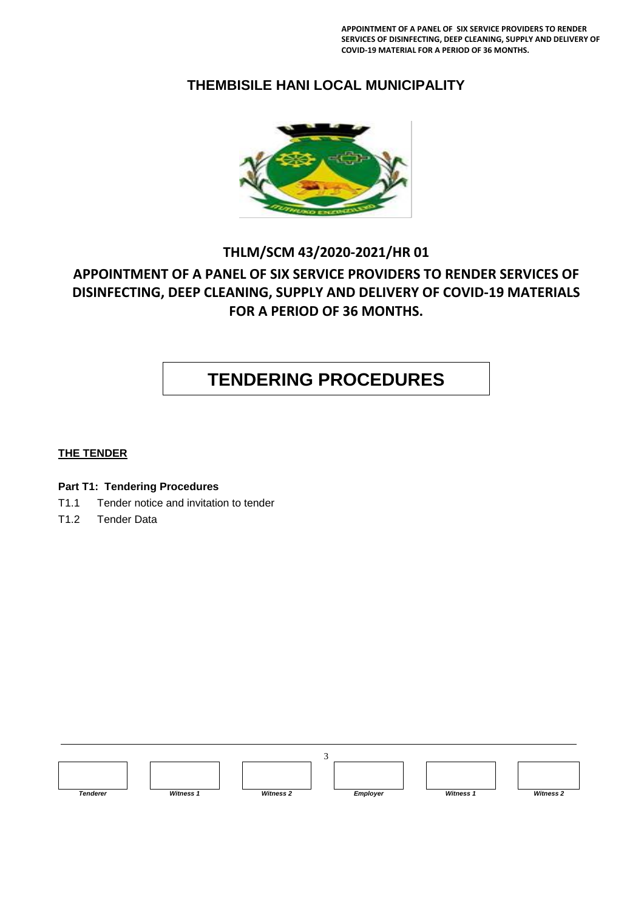# THEMBISILE HANI LOCAL MUNICIPALITY

## THLM/SCM 43/2020-2021/HR 01

## APPOINTMENT OF A PANEL OF SIX SERVICE PROVIDERS TO RENDER SERVICES OF DISINFECTING, DEEP CLEANING, SUPPLY AND DELIVERY OF COVID-19 MATERIALS FOR A PERIOD OF 36 MONTHS.

# TENDERING PROCEDURES

**THE TENDER**

**Part T1: Tendering Procedures**

T1.1 Tender notice and invitation to tender

T1.2 Tender Data

| Tenderer | Witness 1 | Witness 2 | Employer | Witness 1 | Witness 2 |
|---|---|---|---|---|---|
| | | | | | |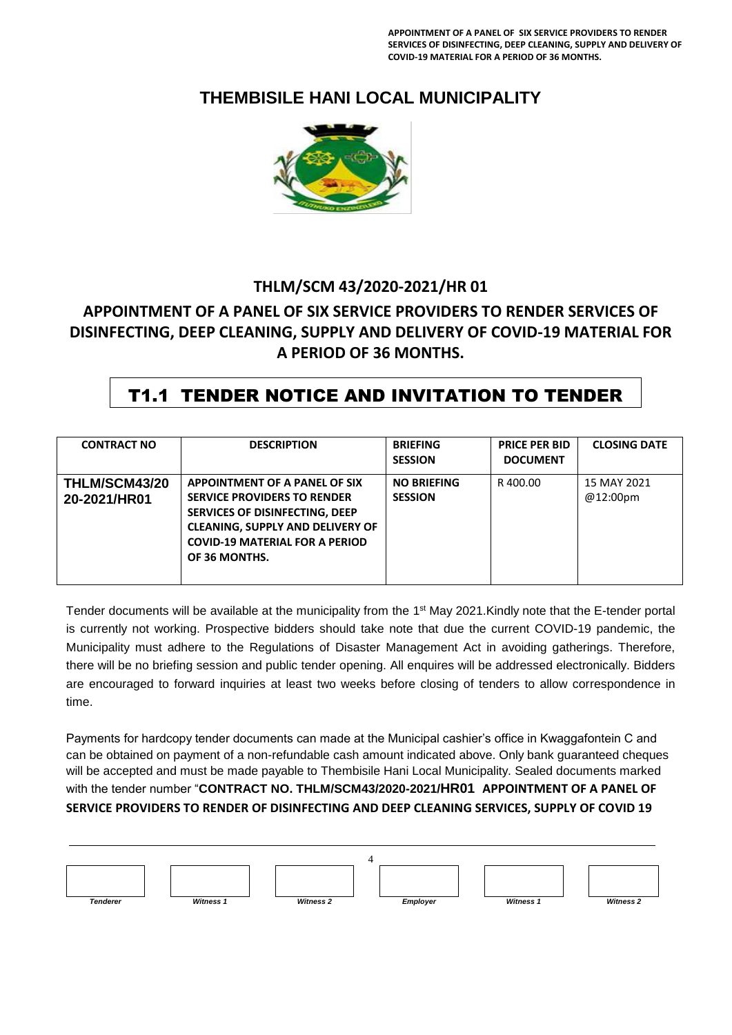# THEMBISILE HANI LOCAL MUNICIPALITY

## THLM/SCM 43/2020-2021/HR 01

## APPOINTMENT OF A PANEL OF SIX SERVICE PROVIDERS TO RENDER SERVICES OF DISINFECTING, DEEP CLEANING, SUPPLY AND DELIVERY OF COVID-19 MATERIAL FOR A PERIOD OF 36 MONTHS.

# T1.1 TENDER NOTICE AND INVITATION TO TENDER

| CONTRACT NO | DESCRIPTION | BRIEFING SESSION | PRICE PER BID DOCUMENT | CLOSING DATE |
|---|---|---|---|---|
| **THLM/SCM43/2020-2021/HR01** | **APPOINTMENT OF A PANEL OF SIX SERVICE PROVIDERS TO RENDER SERVICES OF DISINFECTING, DEEP CLEANING, SUPPLY AND DELIVERY OF COVID-19 MATERIAL FOR A PERIOD OF 36 MONTHS.** | **NO BRIEFING SESSION** | R 400.00 | 15 MAY 2021 @12:00pm |

Tender documents will be available at the municipality from the 1st May 2021.Kindly note that the E-tender portal is currently not working. Prospective bidders should take note that due the current COVID-19 pandemic, the Municipality must adhere to the Regulations of Disaster Management Act in avoiding gatherings. Therefore, there will be no briefing session and public tender opening. All enquires will be addressed electronically. Bidders are encouraged to forward inquiries at least two weeks before closing of tenders to allow correspondence in time.

Payments for hardcopy tender documents can made at the Municipal cashier's office in Kwaggafontein C and can be obtained on payment of a non-refundable cash amount indicated above. Only bank guaranteed cheques will be accepted and must be made payable to Thembisile Hani Local Municipality. Sealed documents marked with the tender number "**CONTRACT NO. THLM/SCM43/2020-2021/HR01 APPOINTMENT OF A PANEL OF SERVICE PROVIDERS TO RENDER OF DISINFECTING AND DEEP CLEANING SERVICES, SUPPLY OF COVID 19**

| Tenderer | Witness 1 | Witness 2 | Employer | Witness 1 | Witness 2 |
|---|---|---|---|---|---|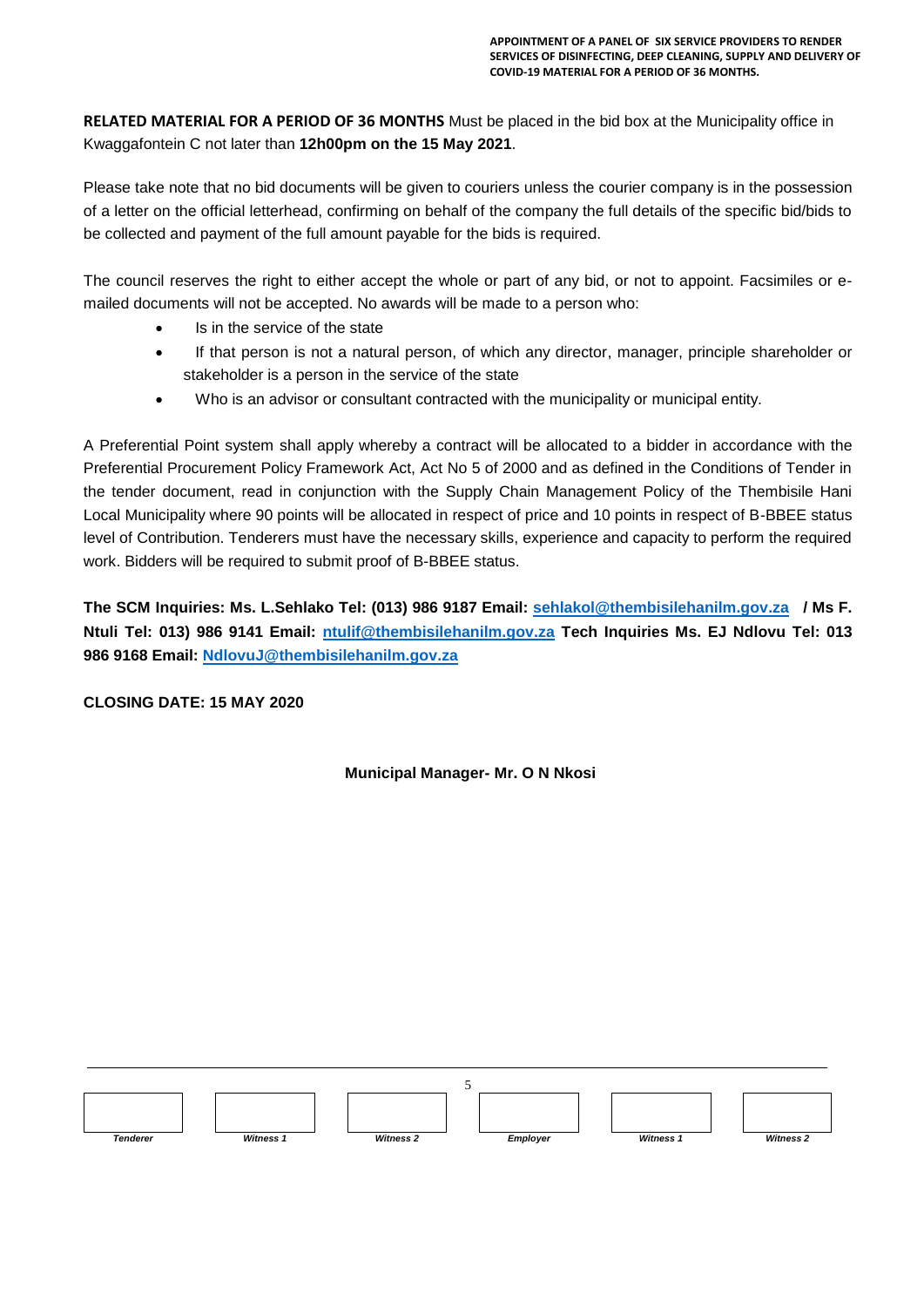**RELATED MATERIAL FOR A PERIOD OF 36 MONTHS** Must be placed in the bid box at the Municipality office in Kwaggafontein C not later than **12h00pm on the 15 May 2021**.

Please take note that no bid documents will be given to couriers unless the courier company is in the possession of a letter on the official letterhead, confirming on behalf of the company the full details of the specific bid/bids to be collected and payment of the full amount payable for the bids is required.

The council reserves the right to either accept the whole or part of any bid, or not to appoint. Facsimiles or e-mailed documents will not be accepted. No awards will be made to a person who:

- Is in the service of the state
- If that person is not a natural person, of which any director, manager, principle shareholder or stakeholder is a person in the service of the state
- Who is an advisor or consultant contracted with the municipality or municipal entity.

A Preferential Point system shall apply whereby a contract will be allocated to a bidder in accordance with the Preferential Procurement Policy Framework Act, Act No 5 of 2000 and as defined in the Conditions of Tender in the tender document, read in conjunction with the Supply Chain Management Policy of the Thembisile Hani Local Municipality where 90 points will be allocated in respect of price and 10 points in respect of B-BBEE status level of Contribution. Tenderers must have the necessary skills, experience and capacity to perform the required work. Bidders will be required to submit proof of B-BBEE status.

**The SCM Inquiries: Ms. L.Sehlako Tel: (013) 986 9187 Email: sehlakol@thembisilehanilm.gov.za / Ms F. Ntuli Tel: 013) 986 9141 Email: ntulif@thembisilehanilm.gov.za Tech Inquiries Ms. EJ Ndlovu Tel: 013 986 9168 Email: NdlovuJ@thembisilehanilm.gov.za**

**CLOSING DATE: 15 MAY 2020**

**Municipal Manager- Mr. O N Nkosi**

| | | | | | |
|---|---|---|---|---|---|
| | | | | | |
| *Tenderer* | *Witness 1* | *Witness 2* | *Employer* | *Witness 1* | *Witness 2* |